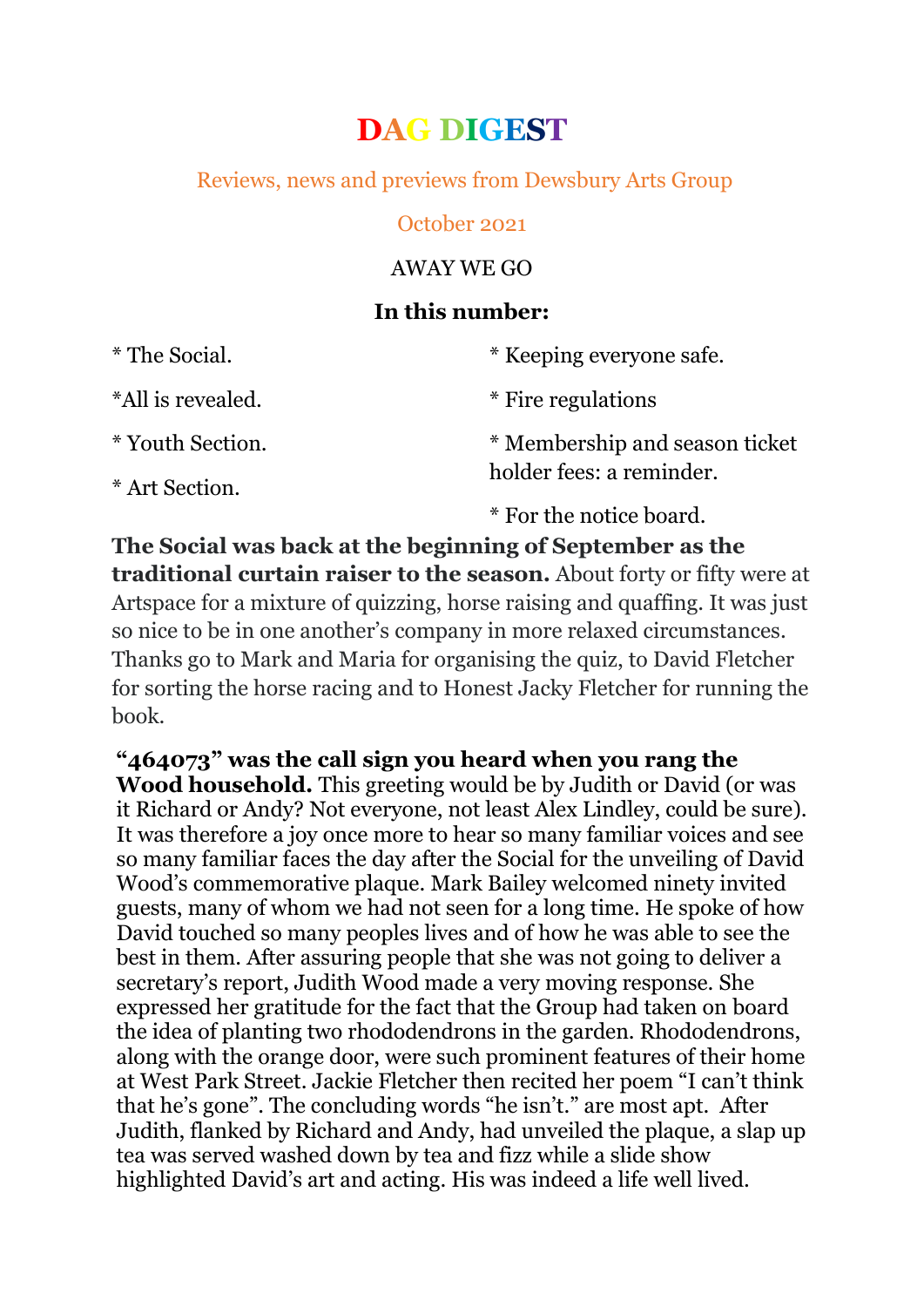# DAG DIGEST

Reviews, news and previews from Dewsbury Arts Group

October 2021

AWAY WE GO

**In this number:**

* The Social.
*All is revealed.
* Youth Section.
* Art Section.
* Keeping everyone safe.
* Fire regulations
* Membership and season ticket holder fees: a reminder.
* For the notice board.

**The Social was back at the beginning of September as the traditional curtain raiser to the season.** About forty or fifty were at Artspace for a mixture of quizzing, horse raising and quaffing. It was just so nice to be in one another's company in more relaxed circumstances. Thanks go to Mark and Maria for organising the quiz, to David Fletcher for sorting the horse racing and to Honest Jacky Fletcher for running the book.

**"464073" was the call sign you heard when you rang the Wood household.** This greeting would be by Judith or David (or was it Richard or Andy? Not everyone, not least Alex Lindley, could be sure). It was therefore a joy once more to hear so many familiar voices and see so many familiar faces the day after the Social for the unveiling of David Wood's commemorative plaque. Mark Bailey welcomed ninety invited guests, many of whom we had not seen for a long time. He spoke of how David touched so many peoples lives and of how he was able to see the best in them. After assuring people that she was not going to deliver a secretary's report, Judith Wood made a very moving response. She expressed her gratitude for the fact that the Group had taken on board the idea of planting two rhododendrons in the garden. Rhododendrons, along with the orange door, were such prominent features of their home at West Park Street. Jackie Fletcher then recited her poem "I can't think that he's gone". The concluding words "he isn't." are most apt. After Judith, flanked by Richard and Andy, had unveiled the plaque, a slap up tea was served washed down by tea and fizz while a slide show highlighted David's art and acting. His was indeed a life well lived.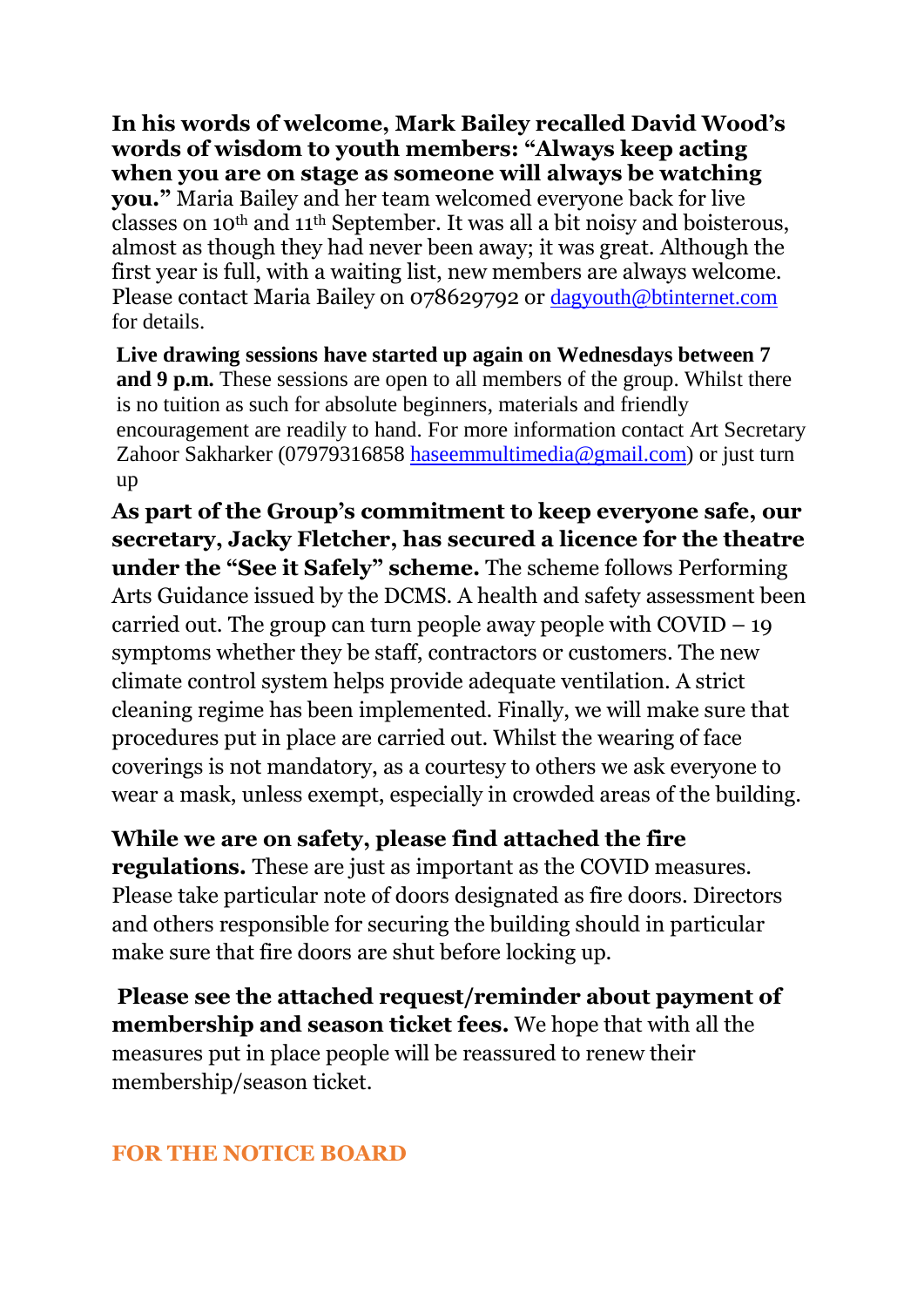**In his words of welcome, Mark Bailey recalled David Wood's words of wisdom to youth members: "Always keep acting when you are on stage as someone will always be watching you."** Maria Bailey and her team welcomed everyone back for live classes on 10th and 11th September. It was all a bit noisy and boisterous, almost as though they had never been away; it was great. Although the first year is full, with a waiting list, new members are always welcome. Please contact Maria Bailey on 078629792 or dagyouth@btinternet.com for details.

**Live drawing sessions have started up again on Wednesdays between 7 and 9 p.m.** These sessions are open to all members of the group. Whilst there is no tuition as such for absolute beginners, materials and friendly encouragement are readily to hand. For more information contact Art Secretary Zahoor Sakharker (07979316858 haseemmultimedia@gmail.com) or just turn up

**As part of the Group's commitment to keep everyone safe, our secretary, Jacky Fletcher, has secured a licence for the theatre under the "See it Safely" scheme.** The scheme follows Performing Arts Guidance issued by the DCMS. A health and safety assessment been carried out. The group can turn people away people with COVID – 19 symptoms whether they be staff, contractors or customers. The new climate control system helps provide adequate ventilation. A strict cleaning regime has been implemented. Finally, we will make sure that procedures put in place are carried out. Whilst the wearing of face coverings is not mandatory, as a courtesy to others we ask everyone to wear a mask, unless exempt, especially in crowded areas of the building.

**While we are on safety, please find attached the fire regulations.** These are just as important as the COVID measures. Please take particular note of doors designated as fire doors. Directors and others responsible for securing the building should in particular make sure that fire doors are shut before locking up.

**Please see the attached request/reminder about payment of membership and season ticket fees.** We hope that with all the measures put in place people will be reassured to renew their membership/season ticket.

## FOR THE NOTICE BOARD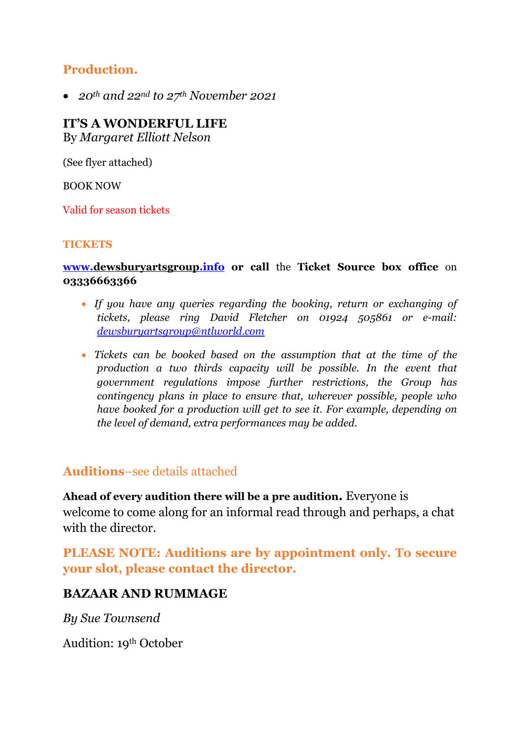## Production.

- *20th and 22nd to 27th November 2021*

**IT'S A WONDERFUL LIFE**
By *Margaret Elliott Nelson*

(See flyer attached)

BOOK NOW

Valid for season tickets

### TICKETS

**www.dewsburyartsgroup.info or call** the **Ticket Source box office** on **03336663366**

- *If you have any queries regarding the booking, return or exchanging of tickets, please ring David Fletcher on 01924 505861 or e-mail: dewsburyartsgroup@ntlworld.com*
- *Tickets can be booked based on the assumption that at the time of the production a two thirds capacity will be possible. In the event that government regulations impose further restrictions, the Group has contingency plans in place to ensure that, wherever possible, people who have booked for a production will get to see it. For example, depending on the level of demand, extra performances may be added.*

## **Auditions**–see details attached

**Ahead of every audition there will be a pre audition.** Everyone is welcome to come along for an informal read through and perhaps, a chat with the director.

**PLEASE NOTE: Auditions are by appointment only. To secure your slot, please contact the director.**

**BAZAAR AND RUMMAGE**

*By Sue Townsend*

Audition: 19th October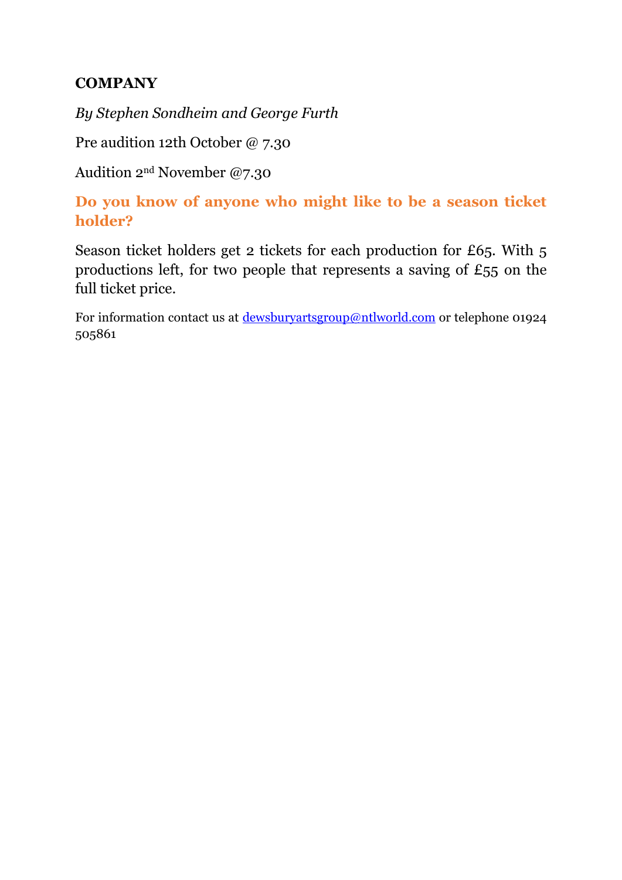**COMPANY**

*By Stephen Sondheim and George Furth*

Pre audition 12th October @ 7.30

Audition 2nd November @7.30

**Do you know of anyone who might like to be a season ticket holder?**

Season ticket holders get 2 tickets for each production for £65. With 5 productions left, for two people that represents a saving of £55 on the full ticket price.

For information contact us at dewsburyartsgroup@ntlworld.com or telephone 01924 505861